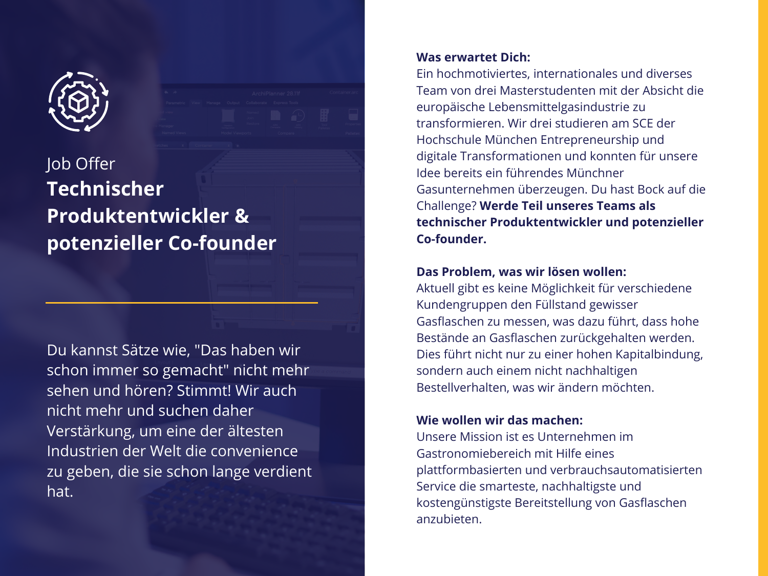Job Offer

# Technischer Produktentwickler & potenzieller Co-founder

Du kannst Sätze wie, "Das haben wir schon immer so gemacht" nicht mehr sehen und hören? Stimmt! Wir auch nicht mehr und suchen daher Verstärkung, um eine der ältesten Industrien der Welt die convenience zu geben, die sie schon lange verdient hat.

**Was erwartet Dich:**
Ein hochmotiviertes, internationales und diverses Team von drei Masterstudenten mit der Absicht die europäische Lebensmittelgasindustrie zu transformieren. Wir drei studieren am SCE der Hochschule München Entrepreneurship und digitale Transformationen und konnten für unsere Idee bereits ein führendes Münchner Gasunternehmen überzeugen. Du hast Bock auf die Challenge? **Werde Teil unseres Teams als technischer Produktentwickler und potenzieller Co-founder.**

**Das Problem, was wir lösen wollen:**
Aktuell gibt es keine Möglichkeit für verschiedene Kundengruppen den Füllstand gewisser Gasflaschen zu messen, was dazu führt, dass hohe Bestände an Gasflaschen zurückgehalten werden. Dies führt nicht nur zu einer hohen Kapitalbindung, sondern auch einem nicht nachhaltigen Bestellverhalten, was wir ändern möchten.

**Wie wollen wir das machen:**
Unsere Mission ist es Unternehmen im Gastronomiebereich mit Hilfe eines plattformbasierten und verbrauchsautomatisierten Service die smarteste, nachhaltigste und kostengünstigste Bereitstellung von Gasflaschen anzubieten.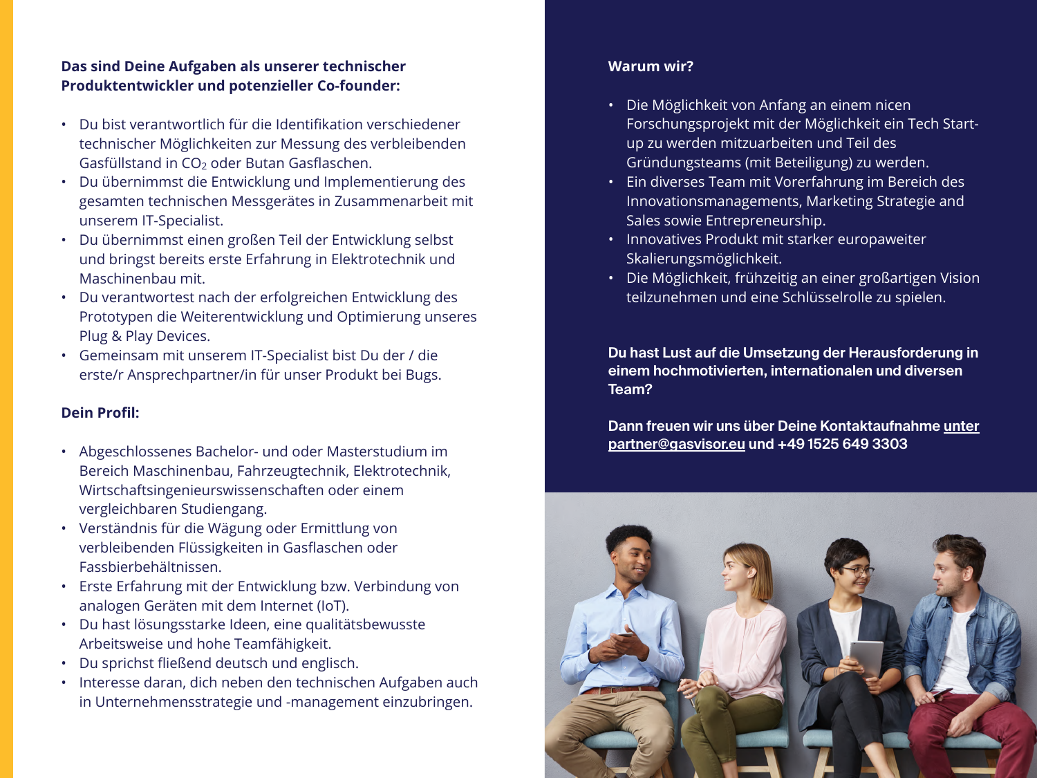**Das sind Deine Aufgaben als unserer technischer Produktentwickler und potenzieller Co-founder:**

- Du bist verantwortlich für die Identifikation verschiedener technischer Möglichkeiten zur Messung des verbleibenden Gasfüllstand in $CO_2$ oder Butan Gasflaschen.
- Du übernimmst die Entwicklung und Implementierung des gesamten technischen Messgerätes in Zusammenarbeit mit unserem IT-Specialist.
- Du übernimmst einen großen Teil der Entwicklung selbst und bringst bereits erste Erfahrung in Elektrotechnik und Maschinenbau mit.
- Du verantwortest nach der erfolgreichen Entwicklung des Prototypen die Weiterentwicklung und Optimierung unseres Plug & Play Devices.
- Gemeinsam mit unserem IT-Specialist bist Du der / die erste/r Ansprechpartner/in für unser Produkt bei Bugs.

**Dein Profil:**

- Abgeschlossenes Bachelor- und oder Masterstudium im Bereich Maschinenbau, Fahrzeugtechnik, Elektrotechnik, Wirtschaftsingenieurswissenschaften oder einem vergleichbaren Studiengang.
- Verständnis für die Wägung oder Ermittlung von verbleibenden Flüssigkeiten in Gasflaschen oder Fassbierbehältnissen.
- Erste Erfahrung mit der Entwicklung bzw. Verbindung von analogen Geräten mit dem Internet (IoT).
- Du hast lösungsstarke Ideen, eine qualitätsbewusste Arbeitsweise und hohe Teamfähigkeit.
- Du sprichst fließend deutsch und englisch.
- Interesse daran, dich neben den technischen Aufgaben auch in Unternehmensstrategie und -management einzubringen.

**Warum wir?**

- Die Möglichkeit von Anfang an einem nicen Forschungsprojekt mit der Möglichkeit ein Tech Start-up zu werden mitzuarbeiten und Teil des Gründungsteams (mit Beteiligung) zu werden.
- Ein diverses Team mit Vorerfahrung im Bereich des Innovationsmanagements, Marketing Strategie and Sales sowie Entrepreneurship.
- Innovatives Produkt mit starker europaweiter Skalierungsmöglichkeit.
- Die Möglichkeit, frühzeitig an einer großartigen Vision teilzunehmen und eine Schlüsselrolle zu spielen.

**Du hast Lust auf die Umsetzung der Herausforderung in einem hochmotivierten, internationalen und diversen Team?**

**Dann freuen wir uns über Deine Kontaktaufnahme unter partner@gasvisor.eu und +49 1525 649 3303**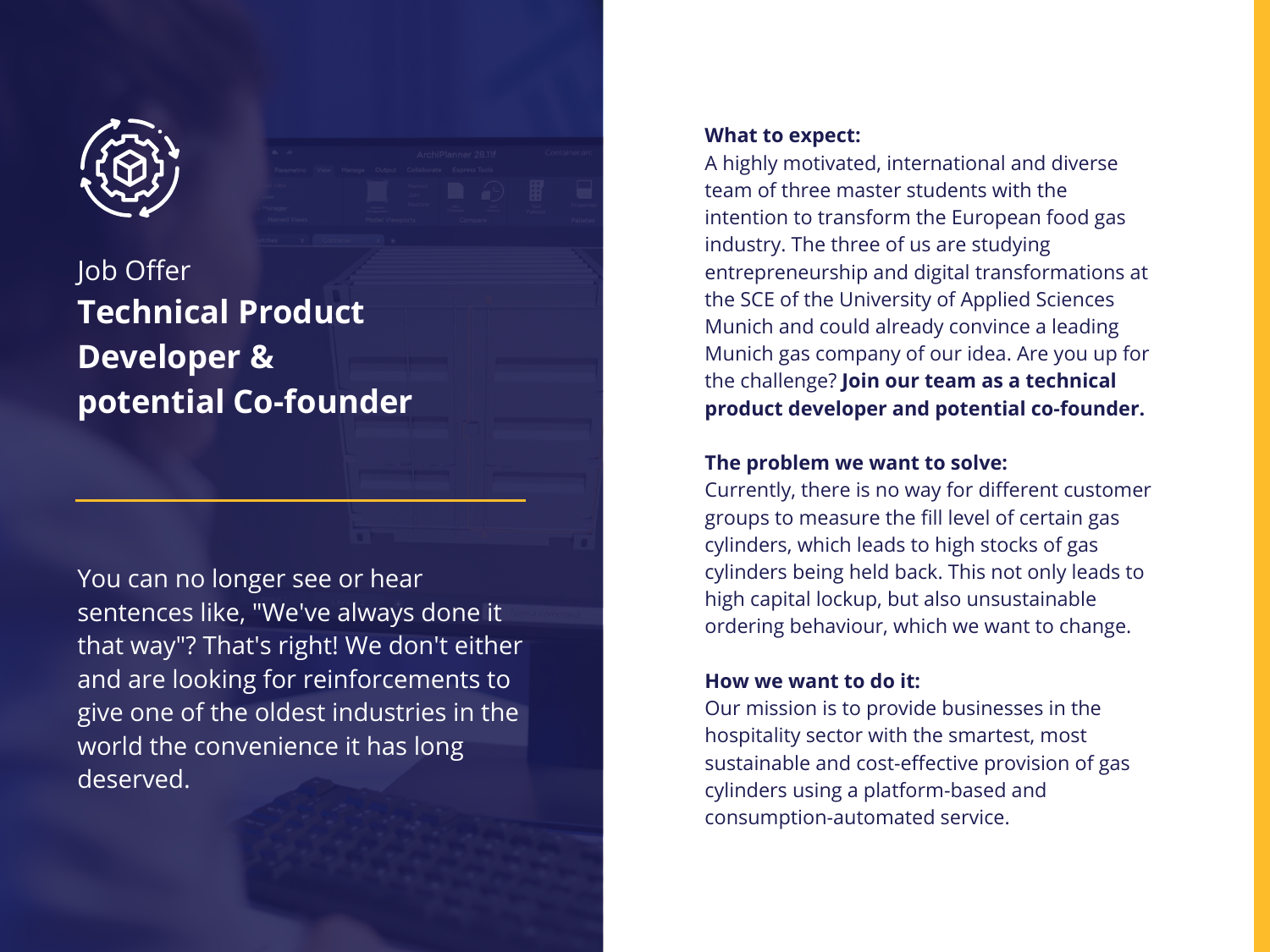Job Offer

# Technical Product Developer & potential Co-founder

You can no longer see or hear sentences like, "We've always done it that way"? That's right! We don't either and are looking for reinforcements to give one of the oldest industries in the world the convenience it has long deserved.

**What to expect:**

A highly motivated, international and diverse team of three master students with the intention to transform the European food gas industry. The three of us are studying entrepreneurship and digital transformations at the SCE of the University of Applied Sciences Munich and could already convince a leading Munich gas company of our idea. Are you up for the challenge? **Join our team as a technical product developer and potential co-founder.**

**The problem we want to solve:**

Currently, there is no way for different customer groups to measure the fill level of certain gas cylinders, which leads to high stocks of gas cylinders being held back. This not only leads to high capital lockup, but also unsustainable ordering behaviour, which we want to change.

**How we want to do it:**

Our mission is to provide businesses in the hospitality sector with the smartest, most sustainable and cost-effective provision of gas cylinders using a platform-based and consumption-automated service.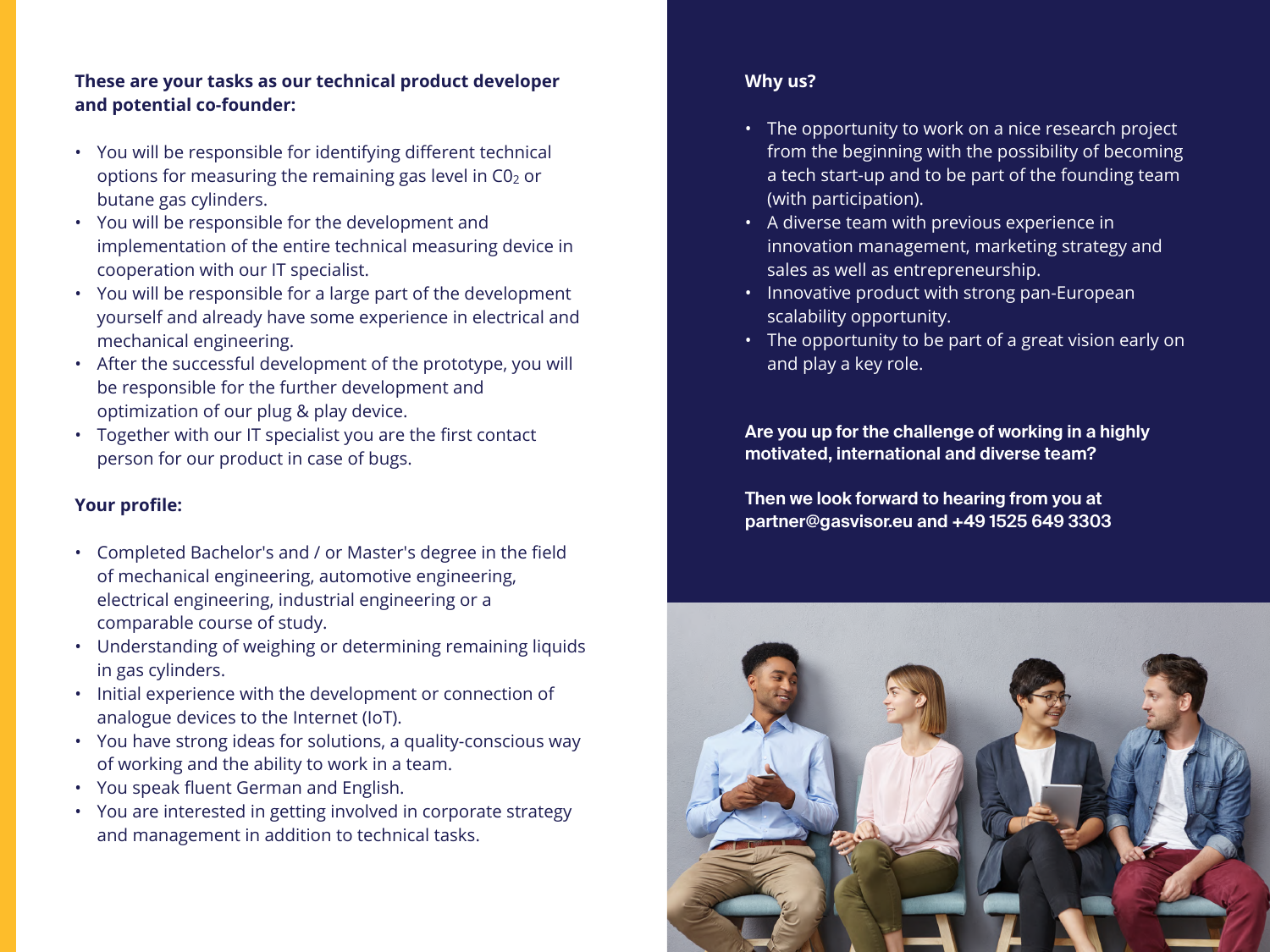**These are your tasks as our technical product developer and potential co-founder:**

- You will be responsible for identifying different technical options for measuring the remaining gas level in $C0_2$ or butane gas cylinders.
- You will be responsible for the development and implementation of the entire technical measuring device in cooperation with our IT specialist.
- You will be responsible for a large part of the development yourself and already have some experience in electrical and mechanical engineering.
- After the successful development of the prototype, you will be responsible for the further development and optimization of our plug & play device.
- Together with our IT specialist you are the first contact person for our product in case of bugs.

**Your profile:**

- Completed Bachelor's and / or Master's degree in the field of mechanical engineering, automotive engineering, electrical engineering, industrial engineering or a comparable course of study.
- Understanding of weighing or determining remaining liquids in gas cylinders.
- Initial experience with the development or connection of analogue devices to the Internet (IoT).
- You have strong ideas for solutions, a quality-conscious way of working and the ability to work in a team.
- You speak fluent German and English.
- You are interested in getting involved in corporate strategy and management in addition to technical tasks.

**Why us?**

- The opportunity to work on a nice research project from the beginning with the possibility of becoming a tech start-up and to be part of the founding team (with participation).
- A diverse team with previous experience in innovation management, marketing strategy and sales as well as entrepreneurship.
- Innovative product with strong pan-European scalability opportunity.
- The opportunity to be part of a great vision early on and play a key role.

**Are you up for the challenge of working in a highly motivated, international and diverse team?**

**Then we look forward to hearing from you at partner@gasvisor.eu and +49 1525 649 3303**